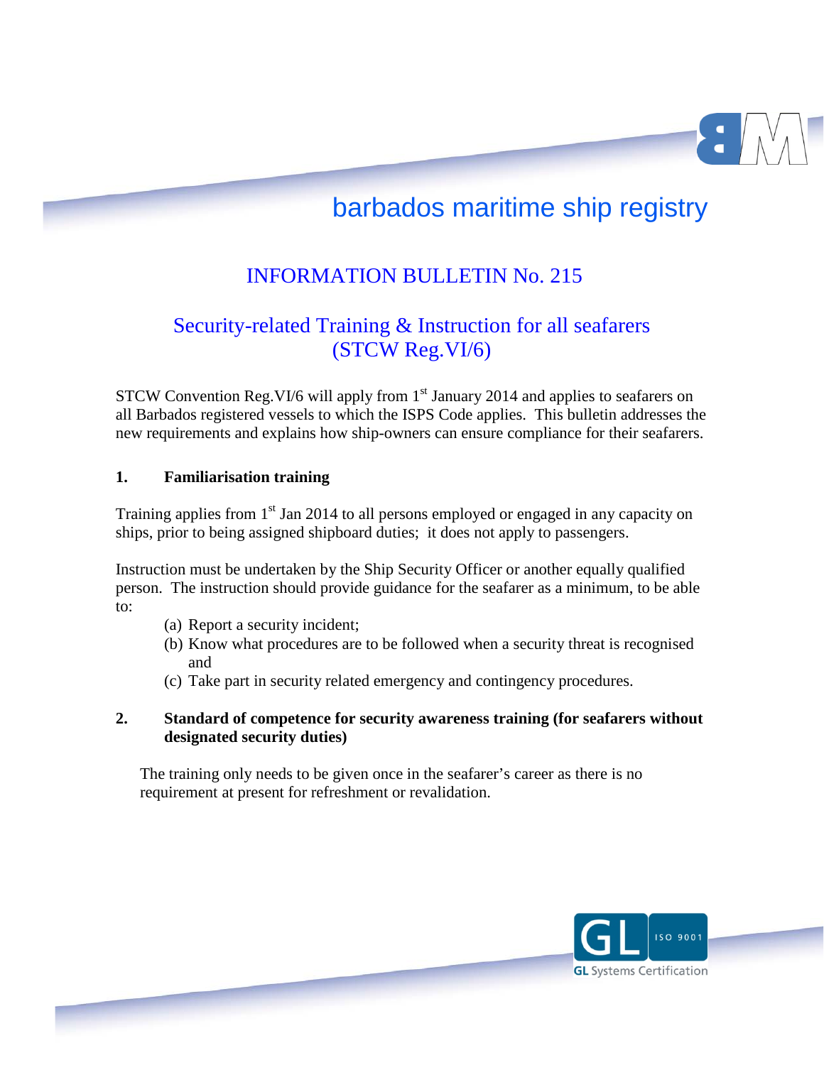barbados maritime ship registry

# INFORMATION BULLETIN No. 215

## Security-related Training & Instruction for all seafarers (STCW Reg.VI/6)

STCW Convention Reg.VI/6 will apply from 1st January 2014 and applies to seafarers on all Barbados registered vessels to which the ISPS Code applies. This bulletin addresses the new requirements and explains how ship-owners can ensure compliance for their seafarers.

### 1. Familiarisation training

Training applies from 1st Jan 2014 to all persons employed or engaged in any capacity on ships, prior to being assigned shipboard duties; it does not apply to passengers.

Instruction must be undertaken by the Ship Security Officer or another equally qualified person. The instruction should provide guidance for the seafarer as a minimum, to be able to:

(a) Report a security incident;
(b) Know what procedures are to be followed when a security threat is recognised and
(c) Take part in security related emergency and contingency procedures.

### 2. Standard of competence for security awareness training (for seafarers without designated security duties)

The training only needs to be given once in the seafarer's career as there is no requirement at present for refreshment or revalidation.

GL ISO 9001 GL Systems Certification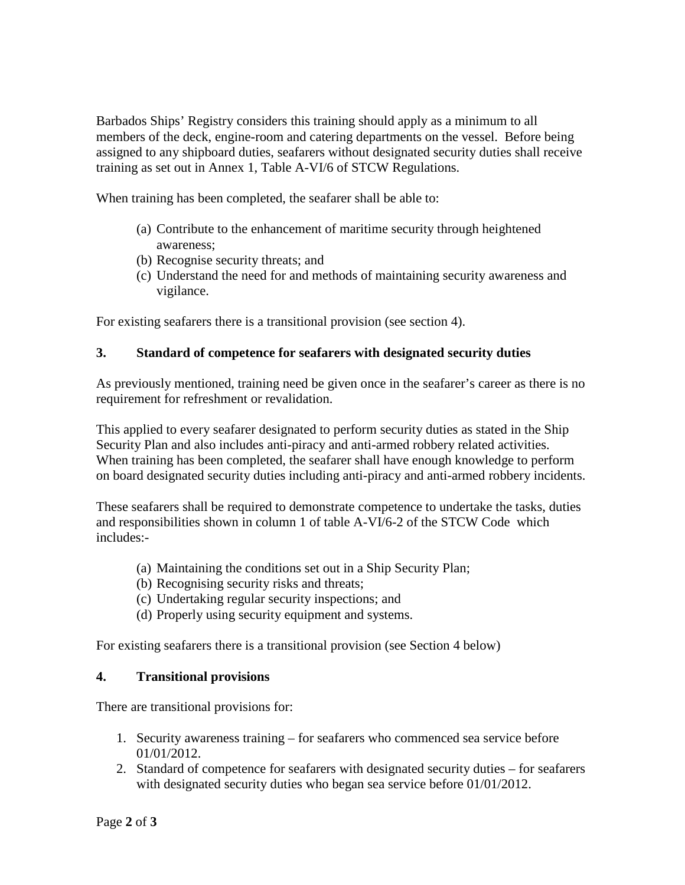Barbados Ships' Registry considers this training should apply as a minimum to all members of the deck, engine-room and catering departments on the vessel. Before being assigned to any shipboard duties, seafarers without designated security duties shall receive training as set out in Annex 1, Table A-VI/6 of STCW Regulations.

When training has been completed, the seafarer shall be able to:

(a) Contribute to the enhancement of maritime security through heightened awareness;
(b) Recognise security threats; and
(c) Understand the need for and methods of maintaining security awareness and vigilance.

For existing seafarers there is a transitional provision (see section 4).

### 3. Standard of competence for seafarers with designated security duties

As previously mentioned, training need be given once in the seafarer's career as there is no requirement for refreshment or revalidation.

This applied to every seafarer designated to perform security duties as stated in the Ship Security Plan and also includes anti-piracy and anti-armed robbery related activities. When training has been completed, the seafarer shall have enough knowledge to perform on board designated security duties including anti-piracy and anti-armed robbery incidents.

These seafarers shall be required to demonstrate competence to undertake the tasks, duties and responsibilities shown in column 1 of table A-VI/6-2 of the STCW Code which includes:-

(a) Maintaining the conditions set out in a Ship Security Plan;
(b) Recognising security risks and threats;
(c) Undertaking regular security inspections; and
(d) Properly using security equipment and systems.

For existing seafarers there is a transitional provision (see Section 4 below)

### 4. Transitional provisions

There are transitional provisions for:

1. Security awareness training – for seafarers who commenced sea service before 01/01/2012.
2. Standard of competence for seafarers with designated security duties – for seafarers with designated security duties who began sea service before 01/01/2012.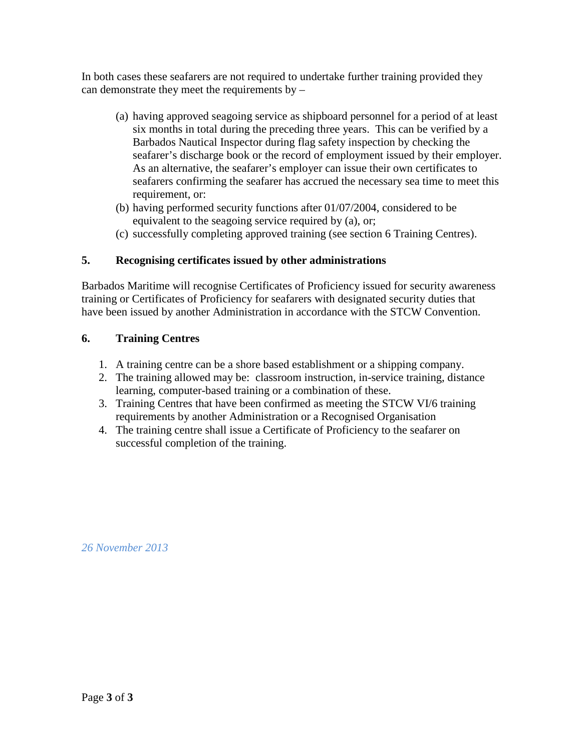In both cases these seafarers are not required to undertake further training provided they can demonstrate they meet the requirements by –

(a) having approved seagoing service as shipboard personnel for a period of at least six months in total during the preceding three years. This can be verified by a Barbados Nautical Inspector during flag safety inspection by checking the seafarer's discharge book or the record of employment issued by their employer. As an alternative, the seafarer's employer can issue their own certificates to seafarers confirming the seafarer has accrued the necessary sea time to meet this requirement, or:

(b) having performed security functions after 01/07/2004, considered to be equivalent to the seagoing service required by (a), or;

(c) successfully completing approved training (see section 6 Training Centres).

## 5. Recognising certificates issued by other administrations

Barbados Maritime will recognise Certificates of Proficiency issued for security awareness training or Certificates of Proficiency for seafarers with designated security duties that have been issued by another Administration in accordance with the STCW Convention.

## 6. Training Centres

1. A training centre can be a shore based establishment or a shipping company.
2. The training allowed may be: classroom instruction, in-service training, distance learning, computer-based training or a combination of these.
3. Training Centres that have been confirmed as meeting the STCW VI/6 training requirements by another Administration or a Recognised Organisation
4. The training centre shall issue a Certificate of Proficiency to the seafarer on successful completion of the training.

*26 November 2013*